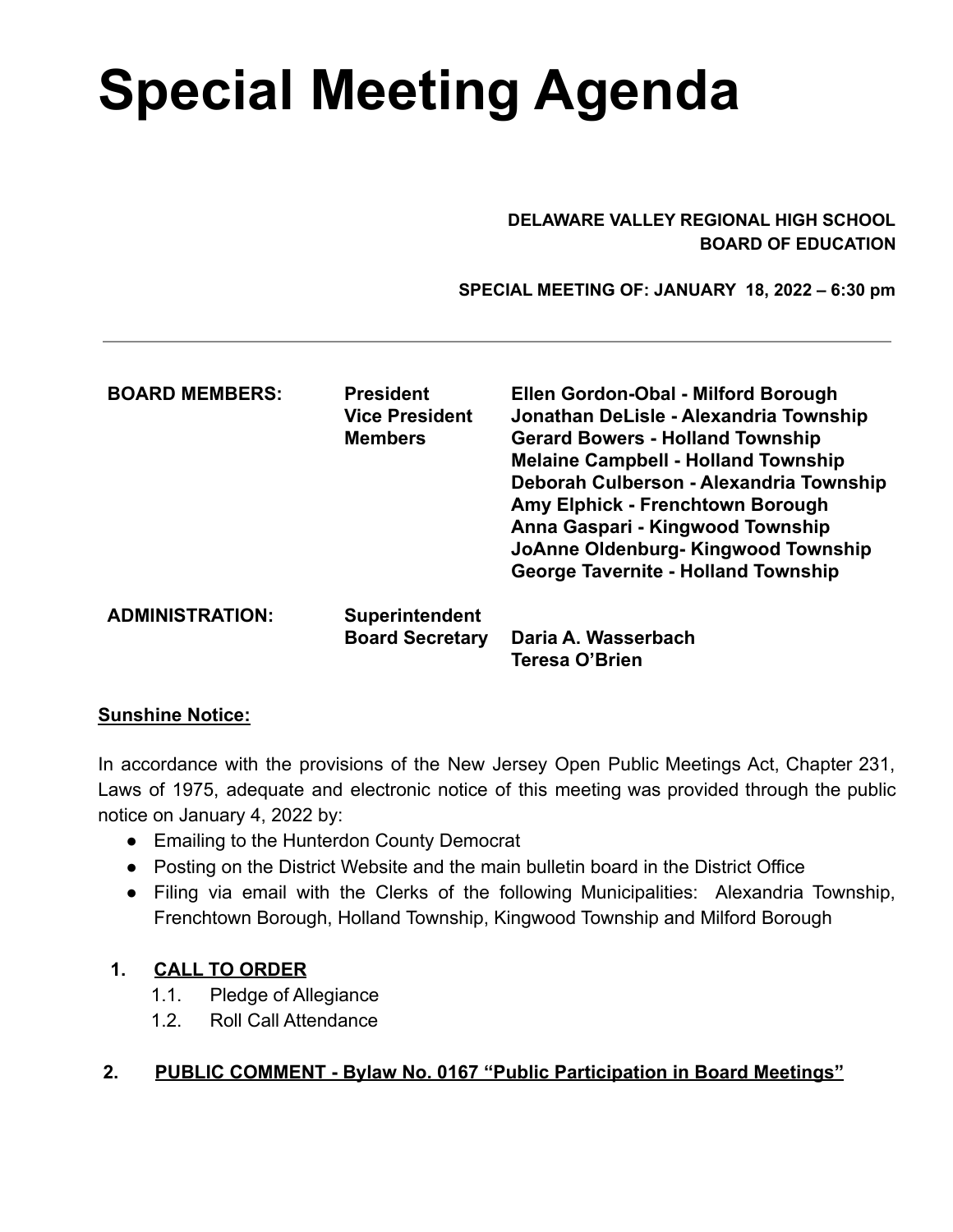# Special Meeting Agenda

**DELAWARE VALLEY REGIONAL HIGH SCHOOL**
**BOARD OF EDUCATION**

**SPECIAL MEETING OF: JANUARY 18, 2022 – 6:30 pm**

---

| | | |
|---|---|---|
| **BOARD MEMBERS:** | **President** | **Ellen Gordon-Obal - Milford Borough** |
| | **Vice President** | **Jonathan DeLisle - Alexandria Township** |
| | **Members** | **Gerard Bowers - Holland Township** |
| | | **Melaine Campbell - Holland Township** |
| | | **Deborah Culberson - Alexandria Township** |
| | | **Amy Elphick - Frenchtown Borough** |
| | | **Anna Gaspari - Kingwood Township** |
| | | **JoAnne Oldenburg- Kingwood Township** |
| | | **George Tavernite - Holland Township** |
| **ADMINISTRATION:** | **Superintendent** | |
| | **Board Secretary** | **Daria A. Wasserbach** |
| | | **Teresa O'Brien** |

**<u>Sunshine Notice:</u>**

In accordance with the provisions of the New Jersey Open Public Meetings Act, Chapter 231, Laws of 1975, adequate and electronic notice of this meeting was provided through the public notice on January 4, 2022 by:

- Emailing to the Hunterdon County Democrat
- Posting on the District Website and the main bulletin board in the District Office
- Filing via email with the Clerks of the following Municipalities: Alexandria Township, Frenchtown Borough, Holland Township, Kingwood Township and Milford Borough

1. **<u>CALL TO ORDER</u>**
   1.1. Pledge of Allegiance
   1.2. Roll Call Attendance

2. **<u>PUBLIC COMMENT - Bylaw No. 0167 "Public Participation in Board Meetings"</u>**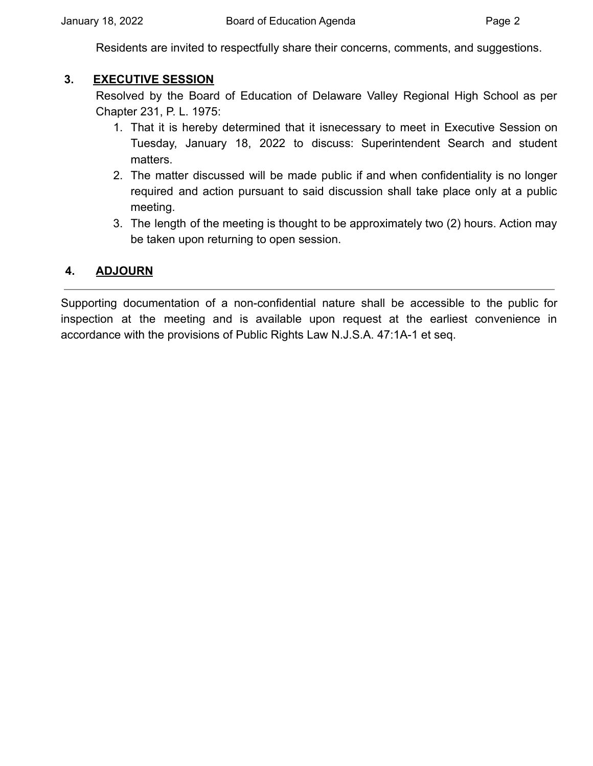Residents are invited to respectfully share their concerns, comments, and suggestions.

## 3. **EXECUTIVE SESSION**

Resolved by the Board of Education of Delaware Valley Regional High School as per Chapter 231, P. L. 1975:

1. That it is hereby determined that it isnecessary to meet in Executive Session on Tuesday, January 18, 2022 to discuss: Superintendent Search and student matters.
2. The matter discussed will be made public if and when confidentiality is no longer required and action pursuant to said discussion shall take place only at a public meeting.
3. The length of the meeting is thought to be approximately two (2) hours. Action may be taken upon returning to open session.

## 4. **ADJOURN**

---

Supporting documentation of a non-confidential nature shall be accessible to the public for inspection at the meeting and is available upon request at the earliest convenience in accordance with the provisions of Public Rights Law N.J.S.A. 47:1A-1 et seq.